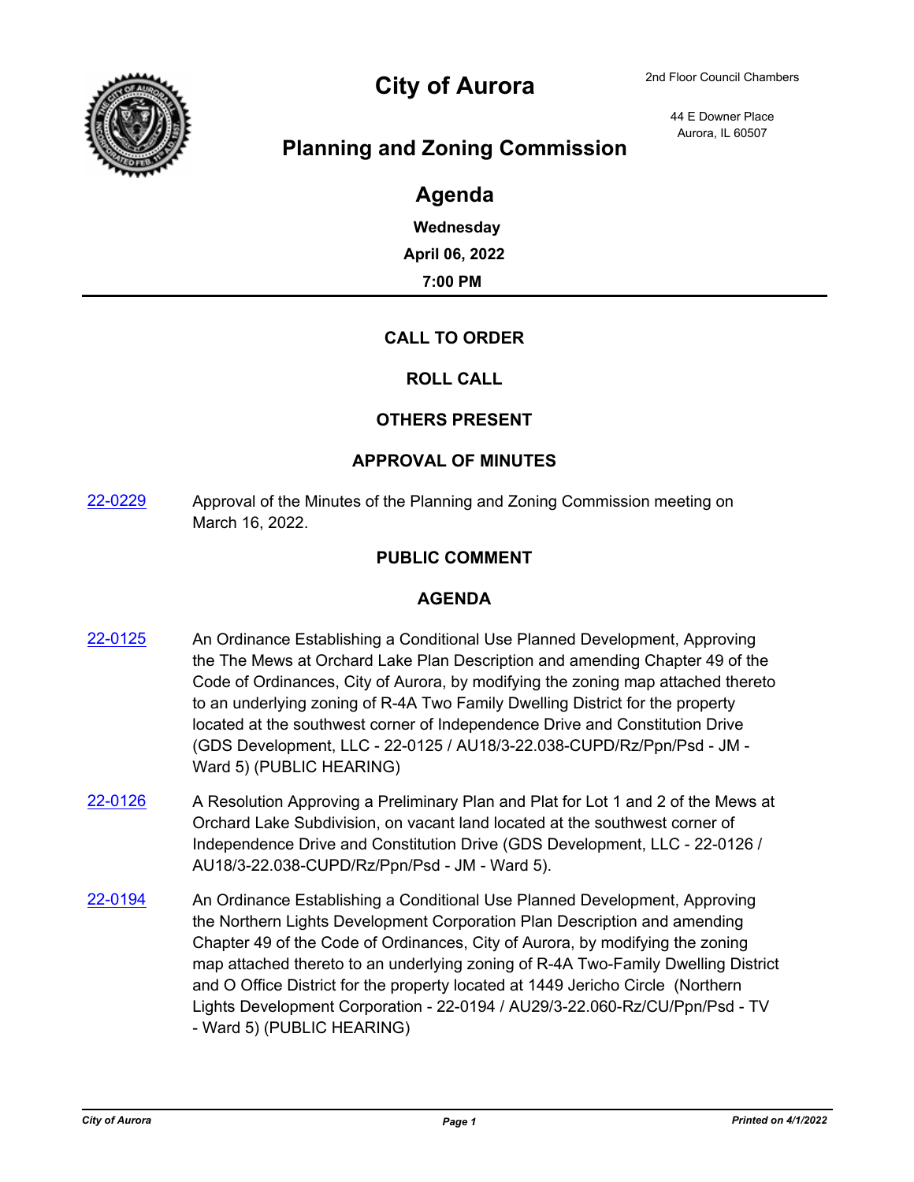# City of Aurora

2nd Floor Council Chambers

44 E Downer Place
Aurora, IL 60507

## Planning and Zoning Commission

## Agenda

**Wednesday**

**April 06, 2022**

**7:00 PM**

---

### CALL TO ORDER

### ROLL CALL

### OTHERS PRESENT

### APPROVAL OF MINUTES

22-0229 Approval of the Minutes of the Planning and Zoning Commission meeting on March 16, 2022.

### PUBLIC COMMENT

### AGENDA

22-0125 An Ordinance Establishing a Conditional Use Planned Development, Approving the The Mews at Orchard Lake Plan Description and amending Chapter 49 of the Code of Ordinances, City of Aurora, by modifying the zoning map attached thereto to an underlying zoning of R-4A Two Family Dwelling District for the property located at the southwest corner of Independence Drive and Constitution Drive (GDS Development, LLC - 22-0125 / AU18/3-22.038-CUPD/Rz/Ppn/Psd - JM - Ward 5) (PUBLIC HEARING)

22-0126 A Resolution Approving a Preliminary Plan and Plat for Lot 1 and 2 of the Mews at Orchard Lake Subdivision, on vacant land located at the southwest corner of Independence Drive and Constitution Drive (GDS Development, LLC - 22-0126 / AU18/3-22.038-CUPD/Rz/Ppn/Psd - JM - Ward 5).

22-0194 An Ordinance Establishing a Conditional Use Planned Development, Approving the Northern Lights Development Corporation Plan Description and amending Chapter 49 of the Code of Ordinances, City of Aurora, by modifying the zoning map attached thereto to an underlying zoning of R-4A Two-Family Dwelling District and O Office District for the property located at 1449 Jericho Circle (Northern Lights Development Corporation - 22-0194 / AU29/3-22.060-Rz/CU/Ppn/Psd - TV - Ward 5) (PUBLIC HEARING)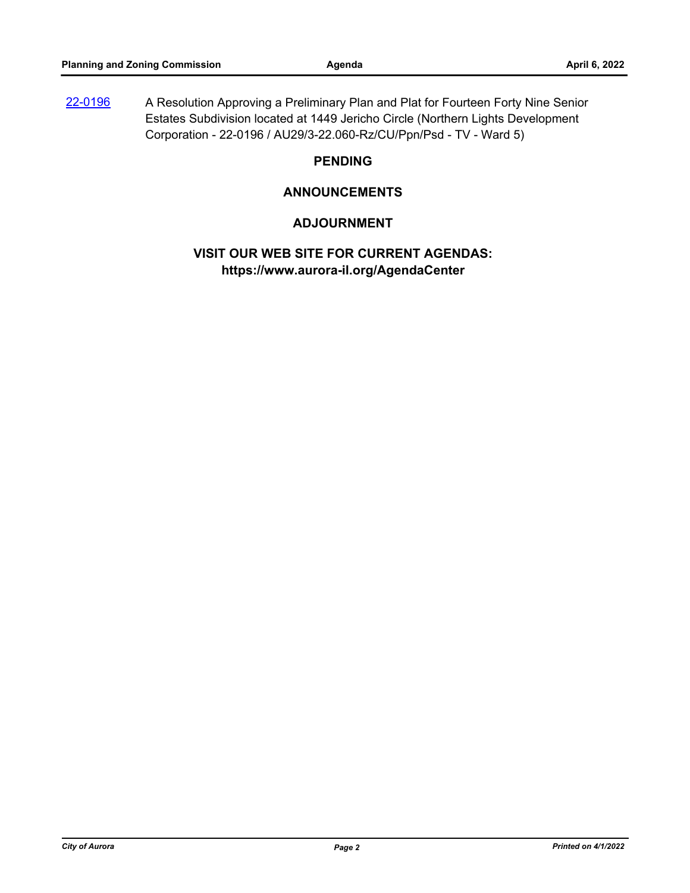22-0196 A Resolution Approving a Preliminary Plan and Plat for Fourteen Forty Nine Senior Estates Subdivision located at 1449 Jericho Circle (Northern Lights Development Corporation - 22-0196 / AU29/3-22.060-Rz/CU/Ppn/Psd - TV - Ward 5)

## PENDING

## ANNOUNCEMENTS

## ADJOURNMENT

## VISIT OUR WEB SITE FOR CURRENT AGENDAS: https://www.aurora-il.org/AgendaCenter